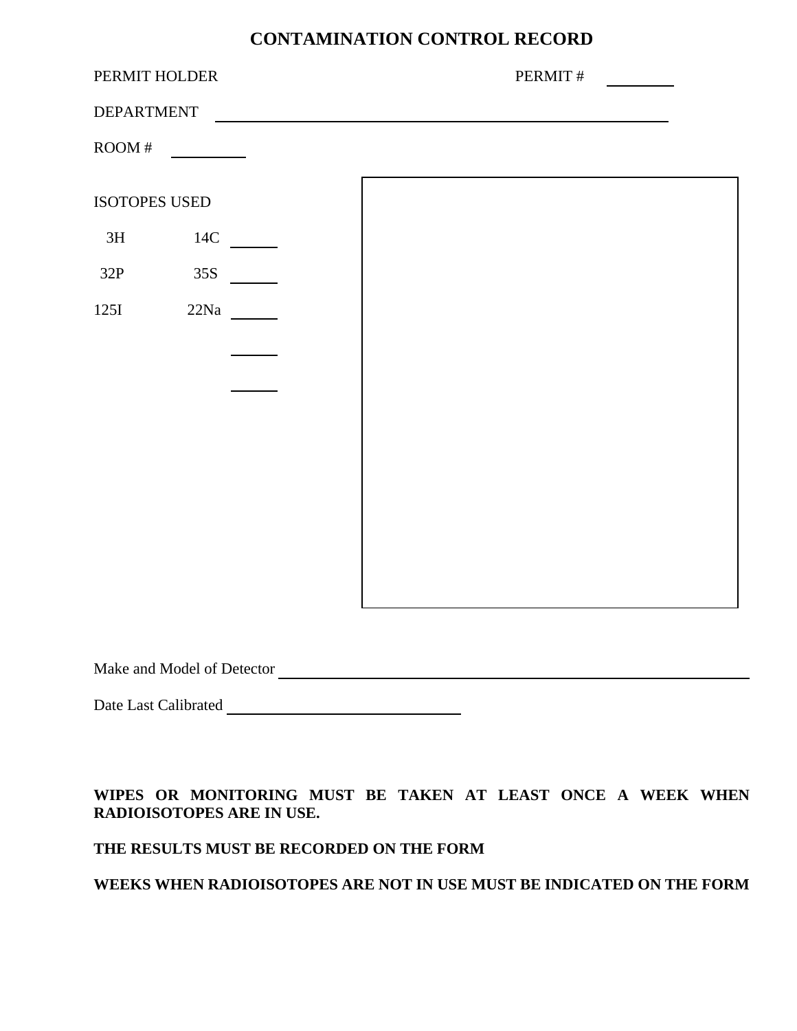# CONTAMINATION CONTROL RECORD

PERMIT HOLDER PERMIT # ________

DEPARTMENT ____________________________________________

ROOM # ________

ISOTOPES USED

3H 14C ______

32P 35S ______

125I 22Na ______

______

______

Make and Model of Detector ____________________________________________

Date Last Calibrated ______________________

**WIPES OR MONITORING MUST BE TAKEN AT LEAST ONCE A WEEK WHEN RADIOISOTOPES ARE IN USE.**

**THE RESULTS MUST BE RECORDED ON THE FORM**

**WEEKS WHEN RADIOISOTOPES ARE NOT IN USE MUST BE INDICATED ON THE FORM**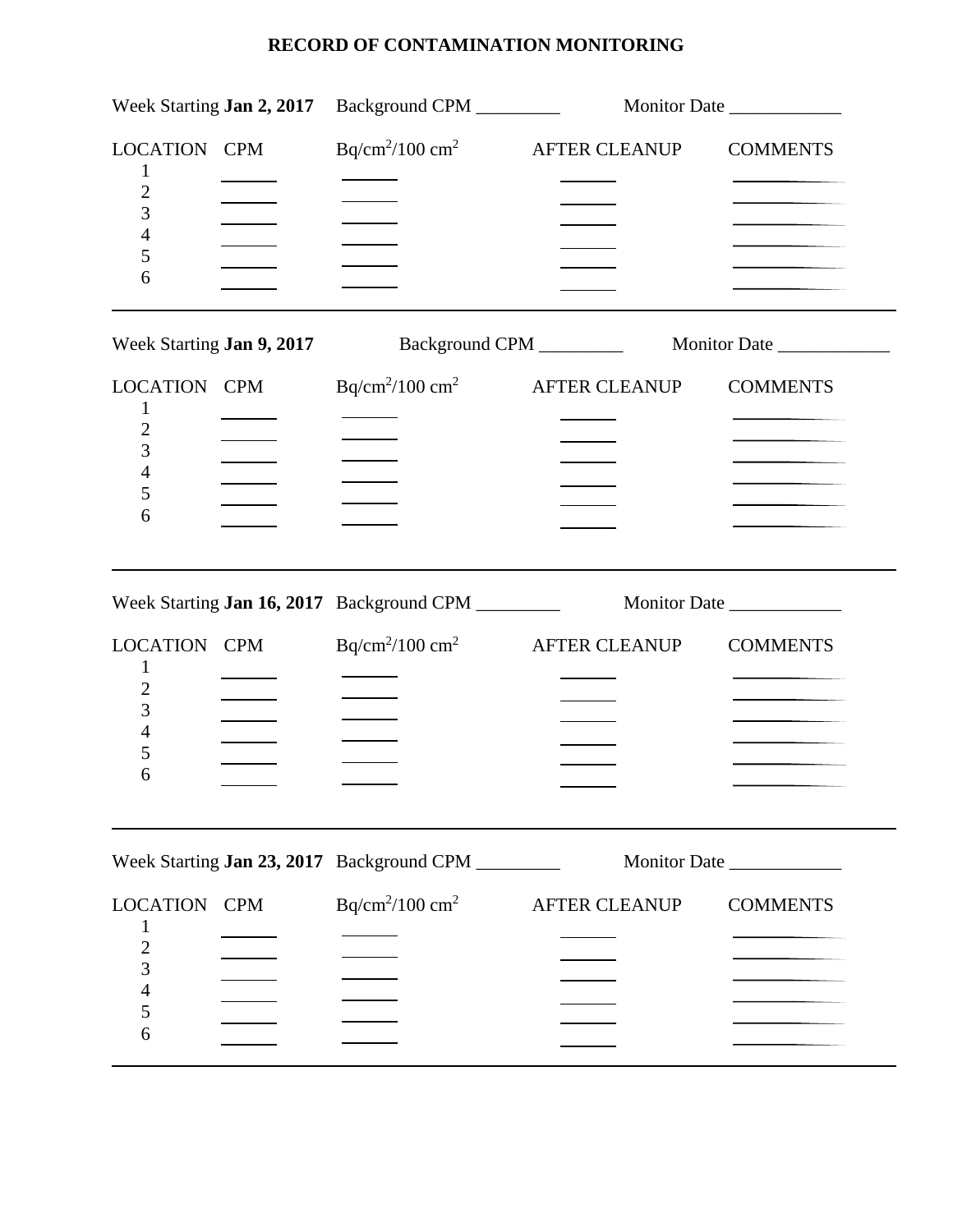# RECORD OF CONTAMINATION MONITORING

Week Starting **Jan 2, 2017** Background CPM _________ Monitor Date ____________

| LOCATION | CPM | $Bq/cm^2/100\ cm^2$ | AFTER CLEANUP | COMMENTS |
|---|---|---|---|---|
| 1 | ______ | ______ | ______ | __________ |
| 2 | ______ | ______ | ______ | __________ |
| 3 | ______ | ______ | ______ | __________ |
| 4 | ______ | ______ | ______ | __________ |
| 5 | ______ | ______ | ______ | __________ |
| 6 | ______ | ______ | ______ | __________ |

---

Week Starting **Jan 9, 2017** Background CPM _________ Monitor Date ____________

| LOCATION | CPM | $Bq/cm^2/100\ cm^2$ | AFTER CLEANUP | COMMENTS |
|---|---|---|---|---|
| 1 | ______ | ______ | ______ | __________ |
| 2 | ______ | ______ | ______ | __________ |
| 3 | ______ | ______ | ______ | __________ |
| 4 | ______ | ______ | ______ | __________ |
| 5 | ______ | ______ | ______ | __________ |
| 6 | ______ | ______ | ______ | __________ |

---

Week Starting **Jan 16, 2017** Background CPM _________ Monitor Date ____________

| LOCATION | CPM | $Bq/cm^2/100\ cm^2$ | AFTER CLEANUP | COMMENTS |
|---|---|---|---|---|
| 1 | ______ | ______ | ______ | __________ |
| 2 | ______ | ______ | ______ | __________ |
| 3 | ______ | ______ | ______ | __________ |
| 4 | ______ | ______ | ______ | __________ |
| 5 | ______ | ______ | ______ | __________ |
| 6 | ______ | ______ | ______ | __________ |

---

Week Starting **Jan 23, 2017** Background CPM _________ Monitor Date ____________

| LOCATION | CPM | $Bq/cm^2/100\ cm^2$ | AFTER CLEANUP | COMMENTS |
|---|---|---|---|---|
| 1 | ______ | ______ | ______ | __________ |
| 2 | ______ | ______ | ______ | __________ |
| 3 | ______ | ______ | ______ | __________ |
| 4 | ______ | ______ | ______ | __________ |
| 5 | ______ | ______ | ______ | __________ |
| 6 | ______ | ______ | ______ | __________ |

---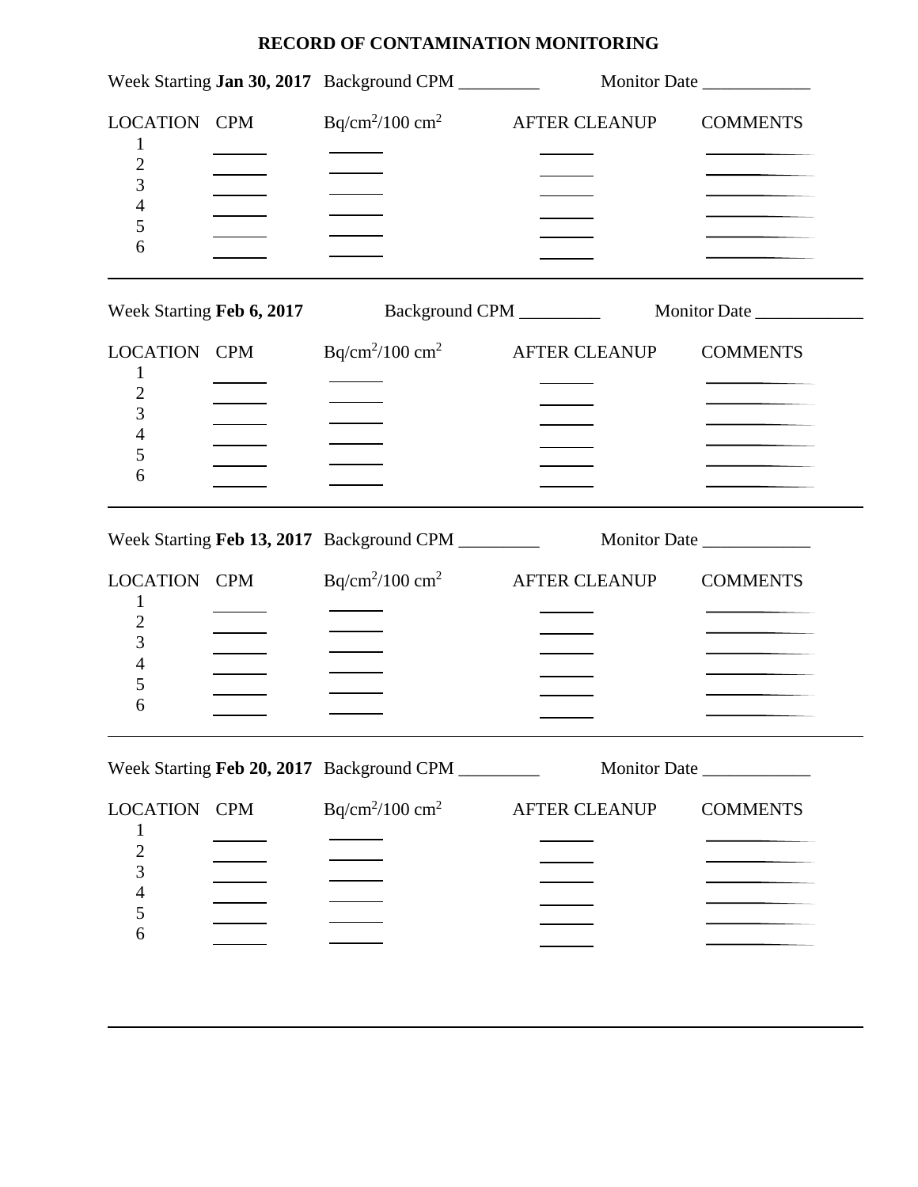# RECORD OF CONTAMINATION MONITORING

Week Starting **Jan 30, 2017** Background CPM _________ Monitor Date ____________

| LOCATION | CPM | $Bq/cm^2/100\ cm^2$ | AFTER CLEANUP | COMMENTS |
|---|---|---|---|---|
| 1 | | | | |
| 2 | | | | |
| 3 | | | | |
| 4 | | | | |
| 5 | | | | |
| 6 | | | | |

---

Week Starting **Feb 6, 2017** Background CPM _________ Monitor Date ____________

| LOCATION | CPM | $Bq/cm^2/100\ cm^2$ | AFTER CLEANUP | COMMENTS |
|---|---|---|---|---|
| 1 | | | | |
| 2 | | | | |
| 3 | | | | |
| 4 | | | | |
| 5 | | | | |
| 6 | | | | |

---

Week Starting **Feb 13, 2017** Background CPM _________ Monitor Date ____________

| LOCATION | CPM | $Bq/cm^2/100\ cm^2$ | AFTER CLEANUP | COMMENTS |
|---|---|---|---|---|
| 1 | | | | |
| 2 | | | | |
| 3 | | | | |
| 4 | | | | |
| 5 | | | | |
| 6 | | | | |

---

Week Starting **Feb 20, 2017** Background CPM _________ Monitor Date ____________

| LOCATION | CPM | $Bq/cm^2/100\ cm^2$ | AFTER CLEANUP | COMMENTS |
|---|---|---|---|---|
| 1 | | | | |
| 2 | | | | |
| 3 | | | | |
| 4 | | | | |
| 5 | | | | |
| 6 | | | | |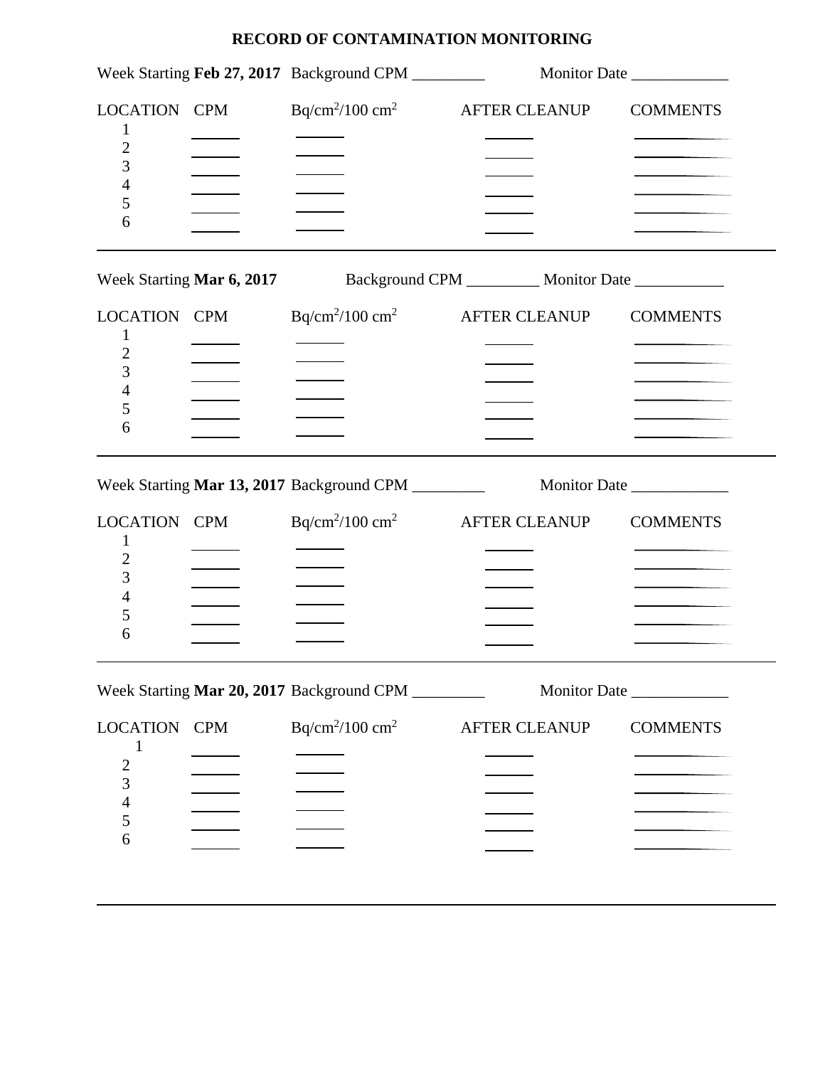# RECORD OF CONTAMINATION MONITORING

Week Starting **Feb 27, 2017** Background CPM _________ Monitor Date ____________

| LOCATION | CPM | $Bq/cm^2/100\ cm^2$ | AFTER CLEANUP | COMMENTS |
|---|---|---|---|---|
| 1 | | | | |
| 2 | | | | |
| 3 | | | | |
| 4 | | | | |
| 5 | | | | |
| 6 | | | | |

---

Week Starting **Mar 6, 2017** Background CPM _________ Monitor Date ___________

| LOCATION | CPM | $Bq/cm^2/100\ cm^2$ | AFTER CLEANUP | COMMENTS |
|---|---|---|---|---|
| 1 | | | | |
| 2 | | | | |
| 3 | | | | |
| 4 | | | | |
| 5 | | | | |
| 6 | | | | |

---

Week Starting **Mar 13, 2017** Background CPM _________ Monitor Date ____________

| LOCATION | CPM | $Bq/cm^2/100\ cm^2$ | AFTER CLEANUP | COMMENTS |
|---|---|---|---|---|
| 1 | | | | |
| 2 | | | | |
| 3 | | | | |
| 4 | | | | |
| 5 | | | | |
| 6 | | | | |

---

Week Starting **Mar 20, 2017** Background CPM _________ Monitor Date ____________

| LOCATION | CPM | $Bq/cm^2/100\ cm^2$ | AFTER CLEANUP | COMMENTS |
|---|---|---|---|---|
| 1 | | | | |
| 2 | | | | |
| 3 | | | | |
| 4 | | | | |
| 5 | | | | |
| 6 | | | | |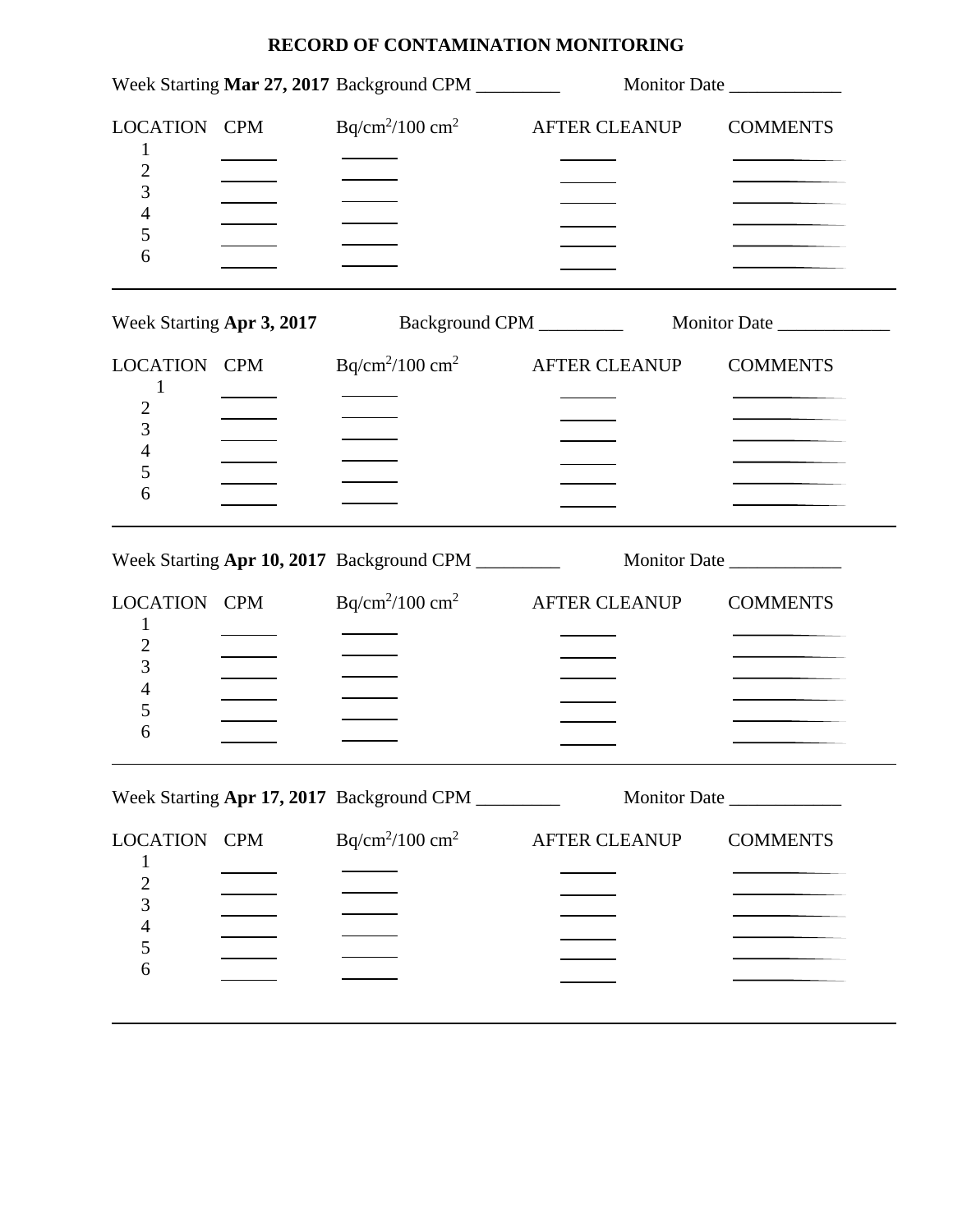# RECORD OF CONTAMINATION MONITORING

Week Starting **Mar 27, 2017** Background CPM _________ Monitor Date ____________

| LOCATION | CPM | $Bq/cm^2/100\ cm^2$ | AFTER CLEANUP | COMMENTS |
|---|---|---|---|---|
| 1 | | | | |
| 2 | | | | |
| 3 | | | | |
| 4 | | | | |
| 5 | | | | |
| 6 | | | | |

---

Week Starting **Apr 3, 2017** Background CPM _________ Monitor Date ____________

| LOCATION | CPM | $Bq/cm^2/100\ cm^2$ | AFTER CLEANUP | COMMENTS |
|---|---|---|---|---|
| 1 | | | | |
| 2 | | | | |
| 3 | | | | |
| 4 | | | | |
| 5 | | | | |
| 6 | | | | |

---

Week Starting **Apr 10, 2017** Background CPM _________ Monitor Date ____________

| LOCATION | CPM | $Bq/cm^2/100\ cm^2$ | AFTER CLEANUP | COMMENTS |
|---|---|---|---|---|
| 1 | | | | |
| 2 | | | | |
| 3 | | | | |
| 4 | | | | |
| 5 | | | | |
| 6 | | | | |

---

Week Starting **Apr 17, 2017** Background CPM _________ Monitor Date ____________

| LOCATION | CPM | $Bq/cm^2/100\ cm^2$ | AFTER CLEANUP | COMMENTS |
|---|---|---|---|---|
| 1 | | | | |
| 2 | | | | |
| 3 | | | | |
| 4 | | | | |
| 5 | | | | |
| 6 | | | | |

---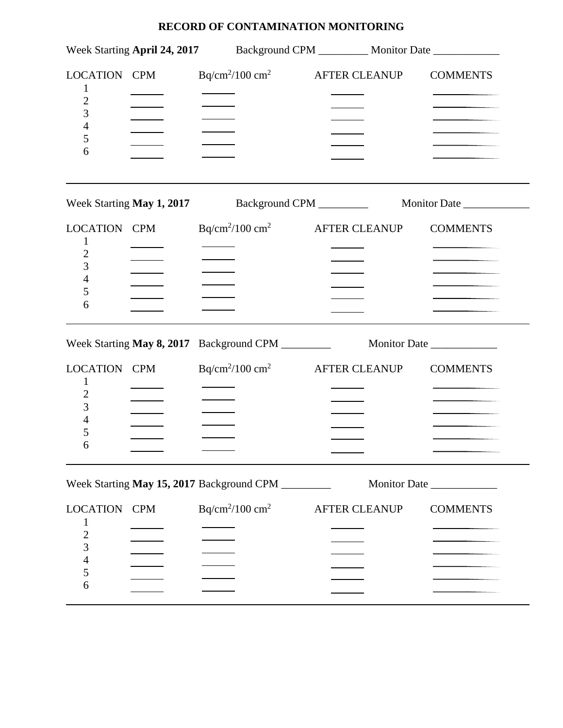# RECORD OF CONTAMINATION MONITORING

Week Starting **April 24, 2017** Background CPM _________ Monitor Date ____________

| LOCATION | CPM | $Bq/cm^2/100\ cm^2$ | AFTER CLEANUP | COMMENTS |
|---|---|---|---|---|
| 1 | ______ | ______ | ______ | __________ |
| 2 | ______ | ______ | ______ | __________ |
| 3 | ______ | ______ | ______ | __________ |
| 4 | ______ | ______ | ______ | __________ |
| 5 | ______ | ______ | ______ | __________ |
| 6 | ______ | ______ | ______ | __________ |

---

Week Starting **May 1, 2017** Background CPM _________ Monitor Date ____________

| LOCATION | CPM | $Bq/cm^2/100\ cm^2$ | AFTER CLEANUP | COMMENTS |
|---|---|---|---|---|
| 1 | ______ | ______ | ______ | __________ |
| 2 | ______ | ______ | ______ | __________ |
| 3 | ______ | ______ | ______ | __________ |
| 4 | ______ | ______ | ______ | __________ |
| 5 | ______ | ______ | ______ | __________ |
| 6 | ______ | ______ | ______ | __________ |

---

Week Starting **May 8, 2017** Background CPM _________ Monitor Date ____________

| LOCATION | CPM | $Bq/cm^2/100\ cm^2$ | AFTER CLEANUP | COMMENTS |
|---|---|---|---|---|
| 1 | ______ | ______ | ______ | __________ |
| 2 | ______ | ______ | ______ | __________ |
| 3 | ______ | ______ | ______ | __________ |
| 4 | ______ | ______ | ______ | __________ |
| 5 | ______ | ______ | ______ | __________ |
| 6 | ______ | ______ | ______ | __________ |

---

Week Starting **May 15, 2017** Background CPM _________ Monitor Date ____________

| LOCATION | CPM | $Bq/cm^2/100\ cm^2$ | AFTER CLEANUP | COMMENTS |
|---|---|---|---|---|
| 1 | ______ | ______ | ______ | __________ |
| 2 | ______ | ______ | ______ | __________ |
| 3 | ______ | ______ | ______ | __________ |
| 4 | ______ | ______ | ______ | __________ |
| 5 | ______ | ______ | ______ | __________ |
| 6 | ______ | ______ | ______ | __________ |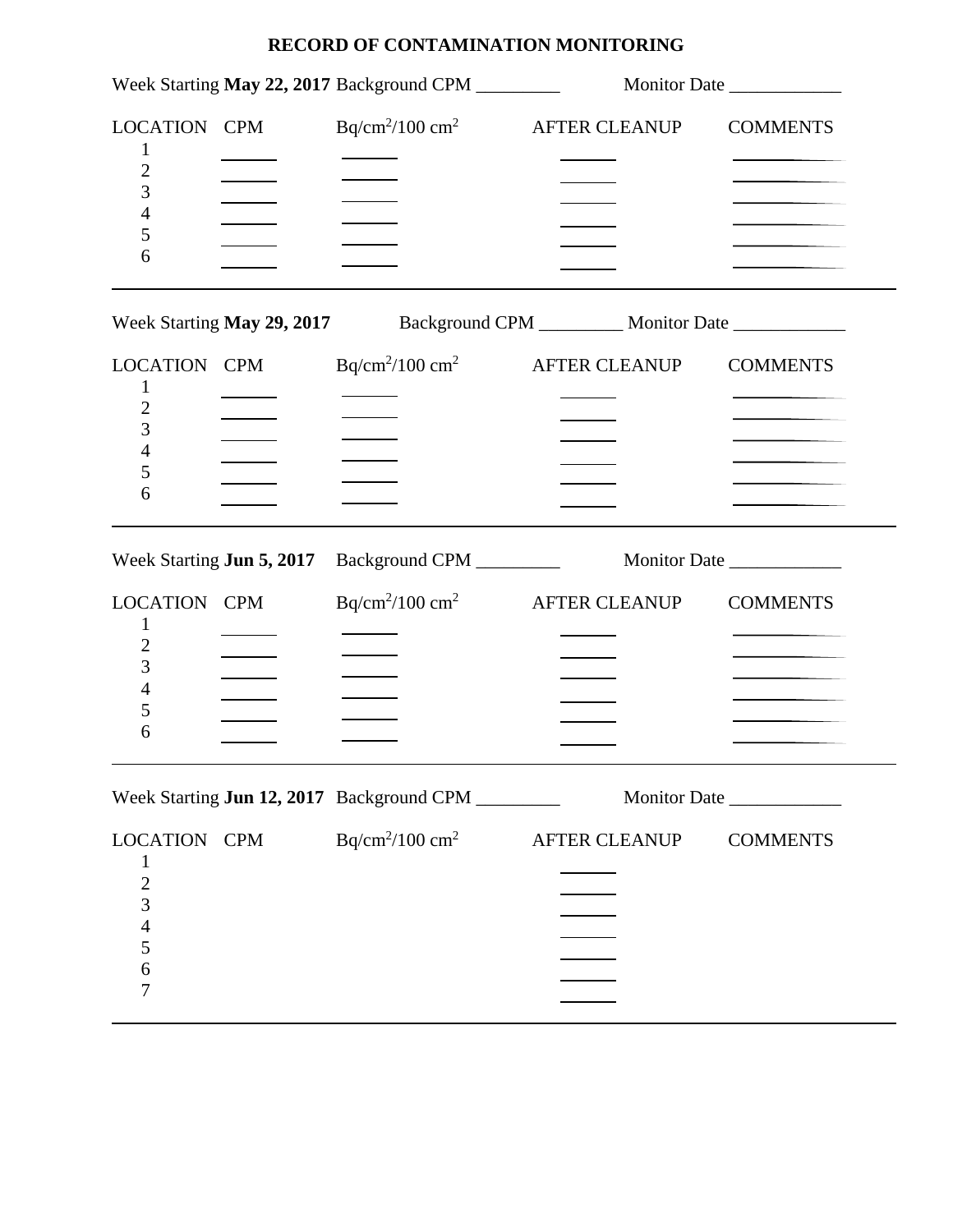# RECORD OF CONTAMINATION MONITORING

Week Starting **May 22, 2017** Background CPM _________ Monitor Date ____________

| LOCATION | CPM | $Bq/cm^2/100\ cm^2$ | AFTER CLEANUP | COMMENTS |
|---|---|---|---|---|
| 1 | ______ | ______ | ______ | ____________ |
| 2 | ______ | ______ | ______ | ____________ |
| 3 | ______ | ______ | ______ | ____________ |
| 4 | ______ | ______ | ______ | ____________ |
| 5 | ______ | ______ | ______ | ____________ |
| 6 | ______ | ______ | ______ | ____________ |

---

Week Starting **May 29, 2017** Background CPM _________ Monitor Date ____________

| LOCATION | CPM | $Bq/cm^2/100\ cm^2$ | AFTER CLEANUP | COMMENTS |
|---|---|---|---|---|
| 1 | ______ | ______ | ______ | ____________ |
| 2 | ______ | ______ | ______ | ____________ |
| 3 | ______ | ______ | ______ | ____________ |
| 4 | ______ | ______ | ______ | ____________ |
| 5 | ______ | ______ | ______ | ____________ |
| 6 | ______ | ______ | ______ | ____________ |

---

Week Starting **Jun 5, 2017** Background CPM _________ Monitor Date ____________

| LOCATION | CPM | $Bq/cm^2/100\ cm^2$ | AFTER CLEANUP | COMMENTS |
|---|---|---|---|---|
| 1 | ______ | ______ | ______ | ____________ |
| 2 | ______ | ______ | ______ | ____________ |
| 3 | ______ | ______ | ______ | ____________ |
| 4 | ______ | ______ | ______ | ____________ |
| 5 | ______ | ______ | ______ | ____________ |
| 6 | ______ | ______ | ______ | ____________ |

---

Week Starting **Jun 12, 2017** Background CPM _________ Monitor Date ____________

| LOCATION | CPM | $Bq/cm^2/100\ cm^2$ | AFTER CLEANUP | COMMENTS |
|---|---|---|---|---|
| 1 | | | ______ | |
| 2 | | | ______ | |
| 3 | | | ______ | |
| 4 | | | ______ | |
| 5 | | | ______ | |
| 6 | | | ______ | |
| 7 | | | ______ | |

---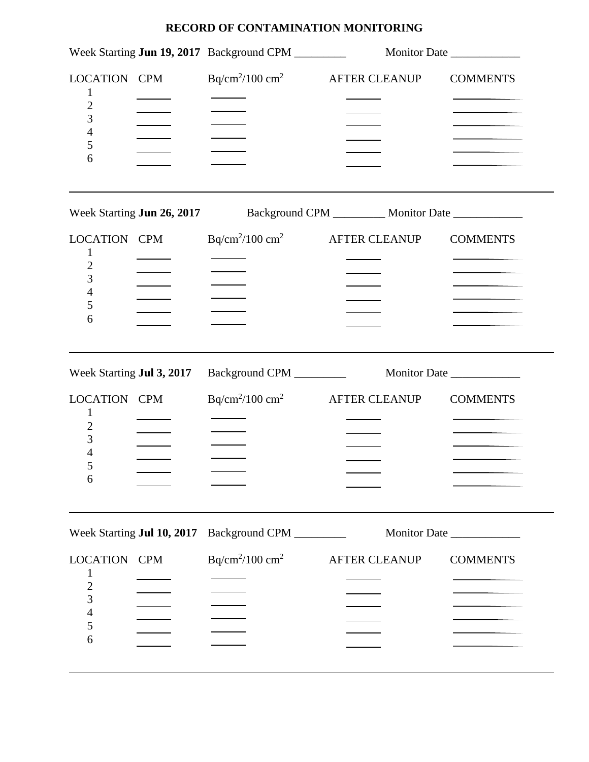# RECORD OF CONTAMINATION MONITORING

Week Starting **Jun 19, 2017** Background CPM _________ Monitor Date ____________

| LOCATION | CPM | $Bq/cm^2/100\ cm^2$ | AFTER CLEANUP | COMMENTS |
|---|---|---|---|---|
| 1 | ______ | ______ | ______ | __________ |
| 2 | ______ | ______ | ______ | __________ |
| 3 | ______ | ______ | ______ | __________ |
| 4 | ______ | ______ | ______ | __________ |
| 5 | ______ | ______ | ______ | __________ |
| 6 | ______ | ______ | ______ | __________ |

---

Week Starting **Jun 26, 2017** Background CPM _________ Monitor Date ____________

| LOCATION | CPM | $Bq/cm^2/100\ cm^2$ | AFTER CLEANUP | COMMENTS |
|---|---|---|---|---|
| 1 | ______ | ______ | ______ | __________ |
| 2 | ______ | ______ | ______ | __________ |
| 3 | ______ | ______ | ______ | __________ |
| 4 | ______ | ______ | ______ | __________ |
| 5 | ______ | ______ | ______ | __________ |
| 6 | ______ | ______ | ______ | __________ |

---

Week Starting **Jul 3, 2017** Background CPM _________ Monitor Date ____________

| LOCATION | CPM | $Bq/cm^2/100\ cm^2$ | AFTER CLEANUP | COMMENTS |
|---|---|---|---|---|
| 1 | ______ | ______ | ______ | __________ |
| 2 | ______ | ______ | ______ | __________ |
| 3 | ______ | ______ | ______ | __________ |
| 4 | ______ | ______ | ______ | __________ |
| 5 | ______ | ______ | ______ | __________ |
| 6 | ______ | ______ | ______ | __________ |

---

Week Starting **Jul 10, 2017** Background CPM _________ Monitor Date ____________

| LOCATION | CPM | $Bq/cm^2/100\ cm^2$ | AFTER CLEANUP | COMMENTS |
|---|---|---|---|---|
| 1 | ______ | ______ | ______ | __________ |
| 2 | ______ | ______ | ______ | __________ |
| 3 | ______ | ______ | ______ | __________ |
| 4 | ______ | ______ | ______ | __________ |
| 5 | ______ | ______ | ______ | __________ |
| 6 | ______ | ______ | ______ | __________ |

---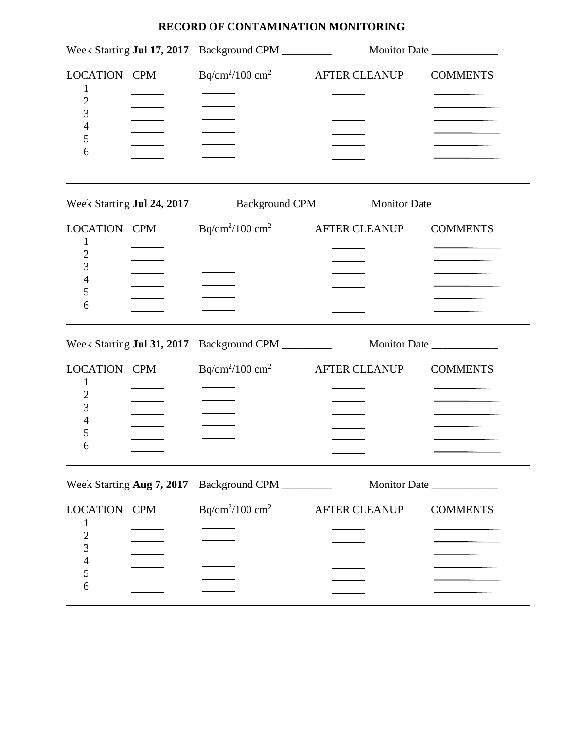# RECORD OF CONTAMINATION MONITORING

Week Starting **Jul 17, 2017** Background CPM _________ Monitor Date ____________

| LOCATION | CPM | $Bq/cm^2/100\ cm^2$ | AFTER CLEANUP | COMMENTS |
|---|---|---|---|---|
| 1 | ______ | ______ | ______ | __________ |
| 2 | ______ | ______ | ______ | __________ |
| 3 | ______ | ______ | ______ | __________ |
| 4 | ______ | ______ | ______ | __________ |
| 5 | ______ | ______ | ______ | __________ |
| 6 | ______ | ______ | ______ | __________ |

---

Week Starting **Jul 24, 2017** Background CPM _________ Monitor Date ____________

| LOCATION | CPM | $Bq/cm^2/100\ cm^2$ | AFTER CLEANUP | COMMENTS |
|---|---|---|---|---|
| 1 | ______ | ______ | ______ | __________ |
| 2 | ______ | ______ | ______ | __________ |
| 3 | ______ | ______ | ______ | __________ |
| 4 | ______ | ______ | ______ | __________ |
| 5 | ______ | ______ | ______ | __________ |
| 6 | ______ | ______ | ______ | __________ |

---

Week Starting **Jul 31, 2017** Background CPM _________ Monitor Date ____________

| LOCATION | CPM | $Bq/cm^2/100\ cm^2$ | AFTER CLEANUP | COMMENTS |
|---|---|---|---|---|
| 1 | ______ | ______ | ______ | __________ |
| 2 | ______ | ______ | ______ | __________ |
| 3 | ______ | ______ | ______ | __________ |
| 4 | ______ | ______ | ______ | __________ |
| 5 | ______ | ______ | ______ | __________ |
| 6 | ______ | ______ | ______ | __________ |

---

Week Starting **Aug 7, 2017** Background CPM _________ Monitor Date ____________

| LOCATION | CPM | $Bq/cm^2/100\ cm^2$ | AFTER CLEANUP | COMMENTS |
|---|---|---|---|---|
| 1 | ______ | ______ | ______ | __________ |
| 2 | ______ | ______ | ______ | __________ |
| 3 | ______ | ______ | ______ | __________ |
| 4 | ______ | ______ | ______ | __________ |
| 5 | ______ | ______ | ______ | __________ |
| 6 | ______ | ______ | ______ | __________ |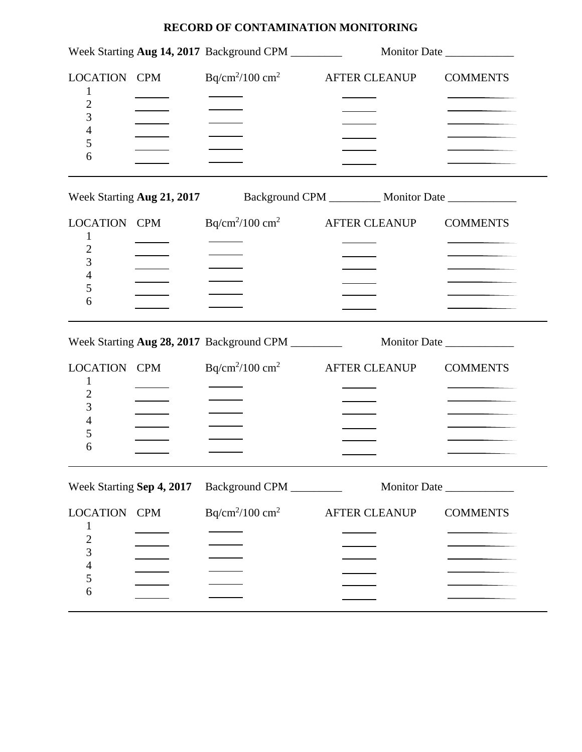**RECORD OF CONTAMINATION MONITORING**

Week Starting **Aug 14, 2017** Background CPM _________ Monitor Date ____________

| LOCATION | CPM | $Bq/cm^2/100\ cm^2$ | AFTER CLEANUP | COMMENTS |
|---|---|---|---|---|
| 1 | ______ | ______ | ______ | __________ |
| 2 | ______ | ______ | ______ | __________ |
| 3 | ______ | ______ | ______ | __________ |
| 4 | ______ | ______ | ______ | __________ |
| 5 | ______ | ______ | ______ | __________ |
| 6 | ______ | ______ | ______ | __________ |

---

Week Starting **Aug 21, 2017** Background CPM _________ Monitor Date ____________

| LOCATION | CPM | $Bq/cm^2/100\ cm^2$ | AFTER CLEANUP | COMMENTS |
|---|---|---|---|---|
| 1 | ______ | ______ | ______ | __________ |
| 2 | ______ | ______ | ______ | __________ |
| 3 | ______ | ______ | ______ | __________ |
| 4 | ______ | ______ | ______ | __________ |
| 5 | ______ | ______ | ______ | __________ |
| 6 | ______ | ______ | ______ | __________ |

---

Week Starting **Aug 28, 2017** Background CPM _________ Monitor Date ____________

| LOCATION | CPM | $Bq/cm^2/100\ cm^2$ | AFTER CLEANUP | COMMENTS |
|---|---|---|---|---|
| 1 | ______ | ______ | ______ | __________ |
| 2 | ______ | ______ | ______ | __________ |
| 3 | ______ | ______ | ______ | __________ |
| 4 | ______ | ______ | ______ | __________ |
| 5 | ______ | ______ | ______ | __________ |
| 6 | ______ | ______ | ______ | __________ |

---

Week Starting **Sep 4, 2017** Background CPM _________ Monitor Date ____________

| LOCATION | CPM | $Bq/cm^2/100\ cm^2$ | AFTER CLEANUP | COMMENTS |
|---|---|---|---|---|
| 1 | ______ | ______ | ______ | __________ |
| 2 | ______ | ______ | ______ | __________ |
| 3 | ______ | ______ | ______ | __________ |
| 4 | ______ | ______ | ______ | __________ |
| 5 | ______ | ______ | ______ | __________ |
| 6 | ______ | ______ | ______ | __________ |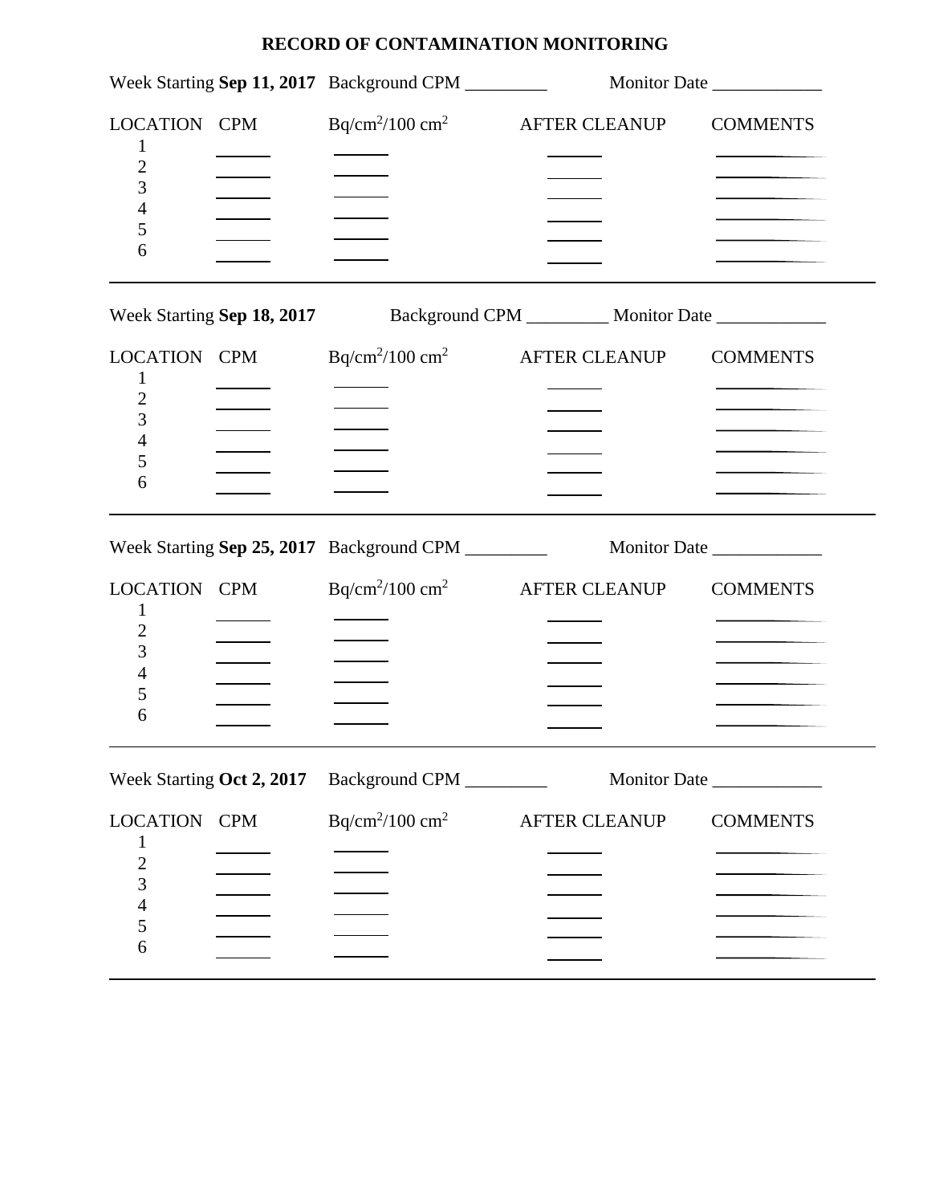# RECORD OF CONTAMINATION MONITORING

Week Starting **Sep 11, 2017** Background CPM _________ Monitor Date ____________

| LOCATION | CPM | $Bq/cm^2/100\ cm^2$ | AFTER CLEANUP | COMMENTS |
|---|---|---|---|---|
| 1 | ______ | ______ | ______ | __________ |
| 2 | ______ | ______ | ______ | __________ |
| 3 | ______ | ______ | ______ | __________ |
| 4 | ______ | ______ | ______ | __________ |
| 5 | ______ | ______ | ______ | __________ |
| 6 | ______ | ______ | ______ | __________ |

---

Week Starting **Sep 18, 2017** Background CPM _________ Monitor Date ____________

| LOCATION | CPM | $Bq/cm^2/100\ cm^2$ | AFTER CLEANUP | COMMENTS |
|---|---|---|---|---|
| 1 | ______ | ______ | ______ | __________ |
| 2 | ______ | ______ | ______ | __________ |
| 3 | ______ | ______ | ______ | __________ |
| 4 | ______ | ______ | ______ | __________ |
| 5 | ______ | ______ | ______ | __________ |
| 6 | ______ | ______ | ______ | __________ |

---

Week Starting **Sep 25, 2017** Background CPM _________ Monitor Date ____________

| LOCATION | CPM | $Bq/cm^2/100\ cm^2$ | AFTER CLEANUP | COMMENTS |
|---|---|---|---|---|
| 1 | ______ | ______ | ______ | __________ |
| 2 | ______ | ______ | ______ | __________ |
| 3 | ______ | ______ | ______ | __________ |
| 4 | ______ | ______ | ______ | __________ |
| 5 | ______ | ______ | ______ | __________ |
| 6 | ______ | ______ | ______ | __________ |

---

Week Starting **Oct 2, 2017** Background CPM _________ Monitor Date ____________

| LOCATION | CPM | $Bq/cm^2/100\ cm^2$ | AFTER CLEANUP | COMMENTS |
|---|---|---|---|---|
| 1 | ______ | ______ | ______ | __________ |
| 2 | ______ | ______ | ______ | __________ |
| 3 | ______ | ______ | ______ | __________ |
| 4 | ______ | ______ | ______ | __________ |
| 5 | ______ | ______ | ______ | __________ |
| 6 | ______ | ______ | ______ | __________ |

---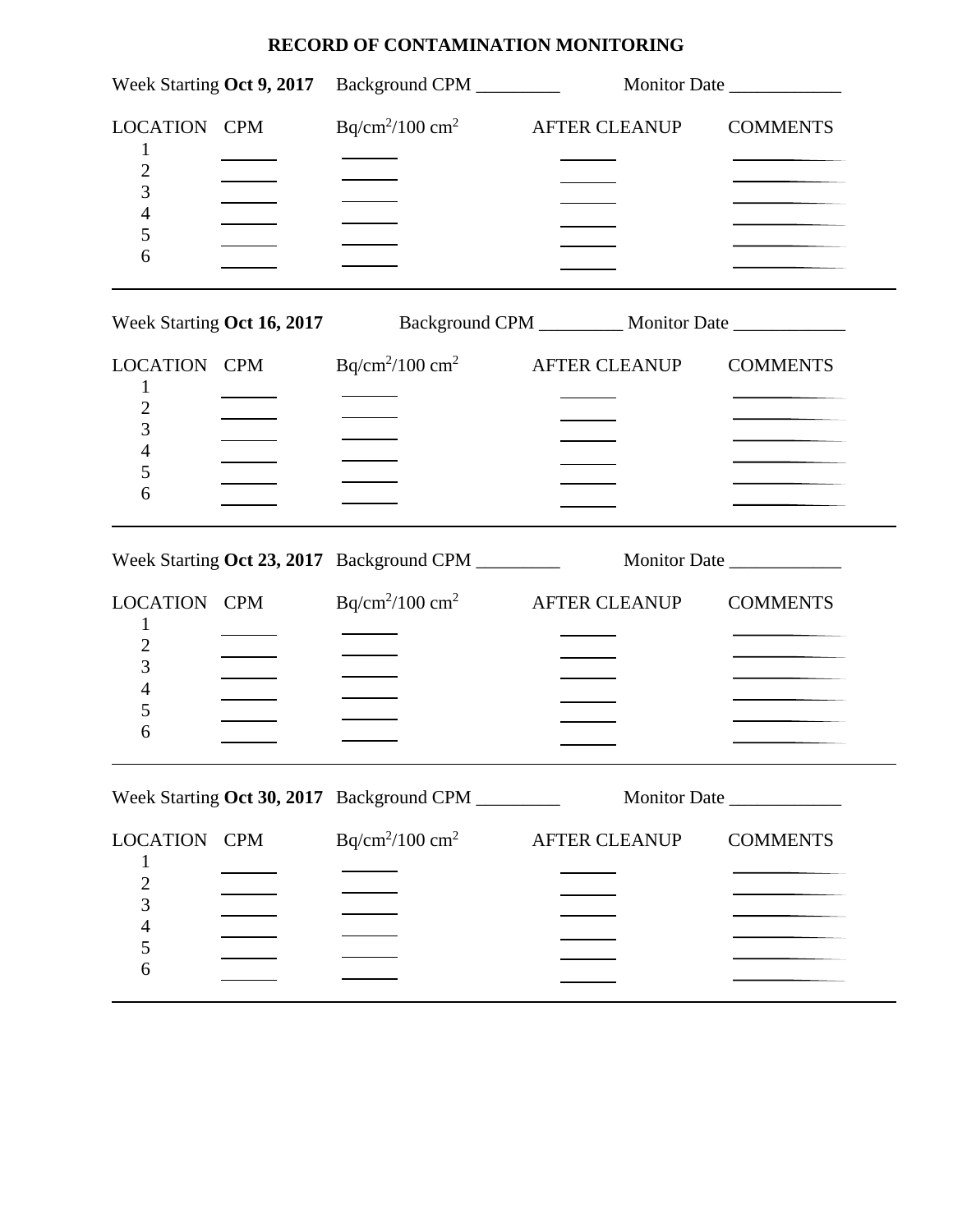# RECORD OF CONTAMINATION MONITORING

Week Starting **Oct 9, 2017** Background CPM _________ Monitor Date ____________

| LOCATION | CPM | Bq/cm$^2$/100 cm$^2$ | AFTER CLEANUP | COMMENTS |
|---|---|---|---|---|
| 1 | ______ | ______ | ______ | __________ |
| 2 | ______ | ______ | ______ | __________ |
| 3 | ______ | ______ | ______ | __________ |
| 4 | ______ | ______ | ______ | __________ |
| 5 | ______ | ______ | ______ | __________ |
| 6 | ______ | ______ | ______ | __________ |

---

Week Starting **Oct 16, 2017** Background CPM _________ Monitor Date ____________

| LOCATION | CPM | Bq/cm$^2$/100 cm$^2$ | AFTER CLEANUP | COMMENTS |
|---|---|---|---|---|
| 1 | ______ | ______ | ______ | __________ |
| 2 | ______ | ______ | ______ | __________ |
| 3 | ______ | ______ | ______ | __________ |
| 4 | ______ | ______ | ______ | __________ |
| 5 | ______ | ______ | ______ | __________ |
| 6 | ______ | ______ | ______ | __________ |

---

Week Starting **Oct 23, 2017** Background CPM _________ Monitor Date ____________

| LOCATION | CPM | Bq/cm$^2$/100 cm$^2$ | AFTER CLEANUP | COMMENTS |
|---|---|---|---|---|
| 1 | ______ | ______ | ______ | __________ |
| 2 | ______ | ______ | ______ | __________ |
| 3 | ______ | ______ | ______ | __________ |
| 4 | ______ | ______ | ______ | __________ |
| 5 | ______ | ______ | ______ | __________ |
| 6 | ______ | ______ | ______ | __________ |

---

Week Starting **Oct 30, 2017** Background CPM _________ Monitor Date ____________

| LOCATION | CPM | Bq/cm$^2$/100 cm$^2$ | AFTER CLEANUP | COMMENTS |
|---|---|---|---|---|
| 1 | ______ | ______ | ______ | __________ |
| 2 | ______ | ______ | ______ | __________ |
| 3 | ______ | ______ | ______ | __________ |
| 4 | ______ | ______ | ______ | __________ |
| 5 | ______ | ______ | ______ | __________ |
| 6 | ______ | ______ | ______ | __________ |

---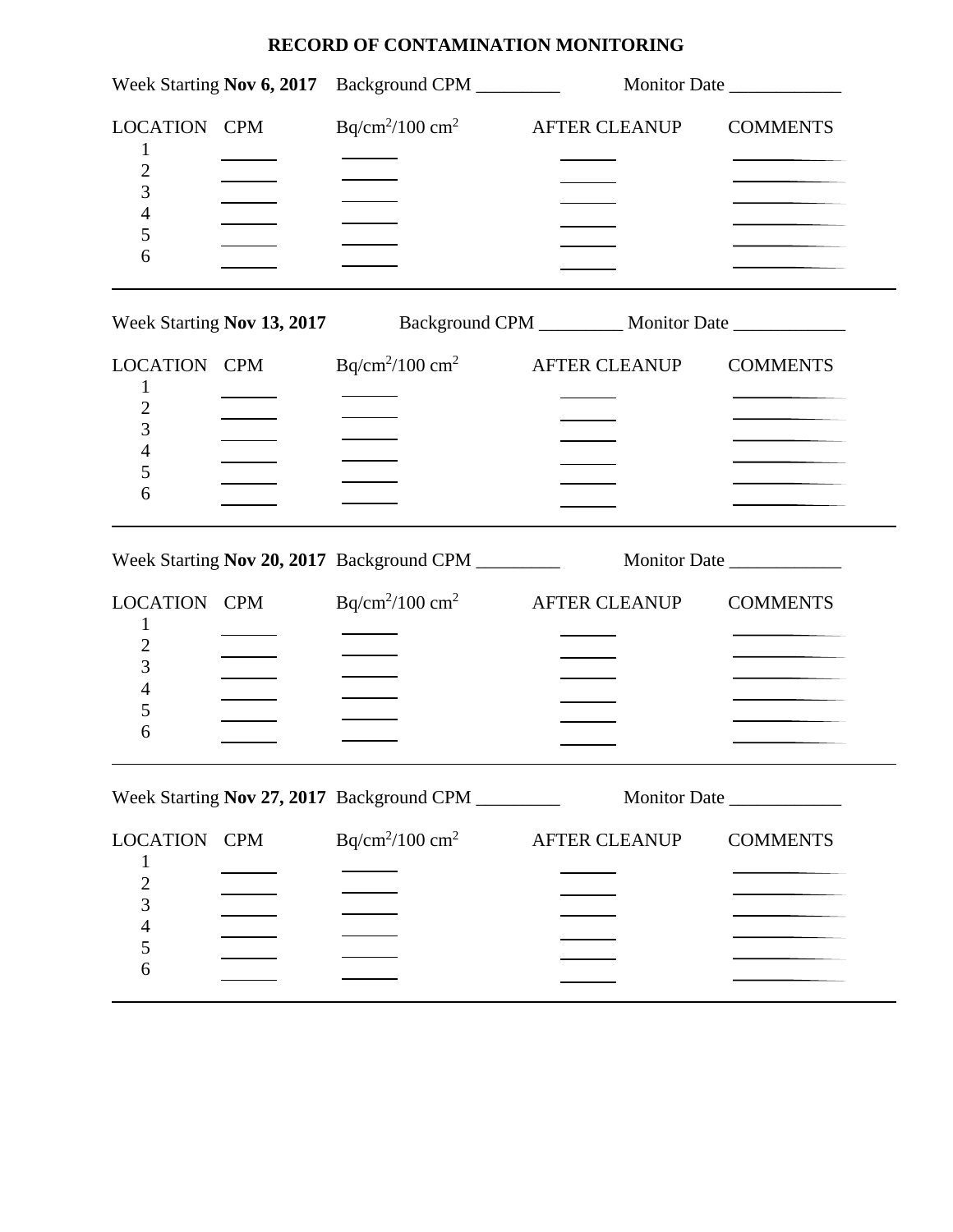# RECORD OF CONTAMINATION MONITORING

Week Starting **Nov 6, 2017** Background CPM _________ Monitor Date ____________

| LOCATION | CPM | $Bq/cm^2/100\ cm^2$ | AFTER CLEANUP | COMMENTS |
|---|---|---|---|---|
| 1 | ______ | ______ | ______ | __________ |
| 2 | ______ | ______ | ______ | __________ |
| 3 | ______ | ______ | ______ | __________ |
| 4 | ______ | ______ | ______ | __________ |
| 5 | ______ | ______ | ______ | __________ |
| 6 | ______ | ______ | ______ | __________ |

---

Week Starting **Nov 13, 2017** Background CPM _________ Monitor Date ____________

| LOCATION | CPM | $Bq/cm^2/100\ cm^2$ | AFTER CLEANUP | COMMENTS |
|---|---|---|---|---|
| 1 | ______ | ______ | ______ | __________ |
| 2 | ______ | ______ | ______ | __________ |
| 3 | ______ | ______ | ______ | __________ |
| 4 | ______ | ______ | ______ | __________ |
| 5 | ______ | ______ | ______ | __________ |
| 6 | ______ | ______ | ______ | __________ |

---

Week Starting **Nov 20, 2017** Background CPM _________ Monitor Date ____________

| LOCATION | CPM | $Bq/cm^2/100\ cm^2$ | AFTER CLEANUP | COMMENTS |
|---|---|---|---|---|
| 1 | ______ | ______ | ______ | __________ |
| 2 | ______ | ______ | ______ | __________ |
| 3 | ______ | ______ | ______ | __________ |
| 4 | ______ | ______ | ______ | __________ |
| 5 | ______ | ______ | ______ | __________ |
| 6 | ______ | ______ | ______ | __________ |

---

Week Starting **Nov 27, 2017** Background CPM _________ Monitor Date ____________

| LOCATION | CPM | $Bq/cm^2/100\ cm^2$ | AFTER CLEANUP | COMMENTS |
|---|---|---|---|---|
| 1 | ______ | ______ | ______ | __________ |
| 2 | ______ | ______ | ______ | __________ |
| 3 | ______ | ______ | ______ | __________ |
| 4 | ______ | ______ | ______ | __________ |
| 5 | ______ | ______ | ______ | __________ |
| 6 | ______ | ______ | ______ | __________ |

---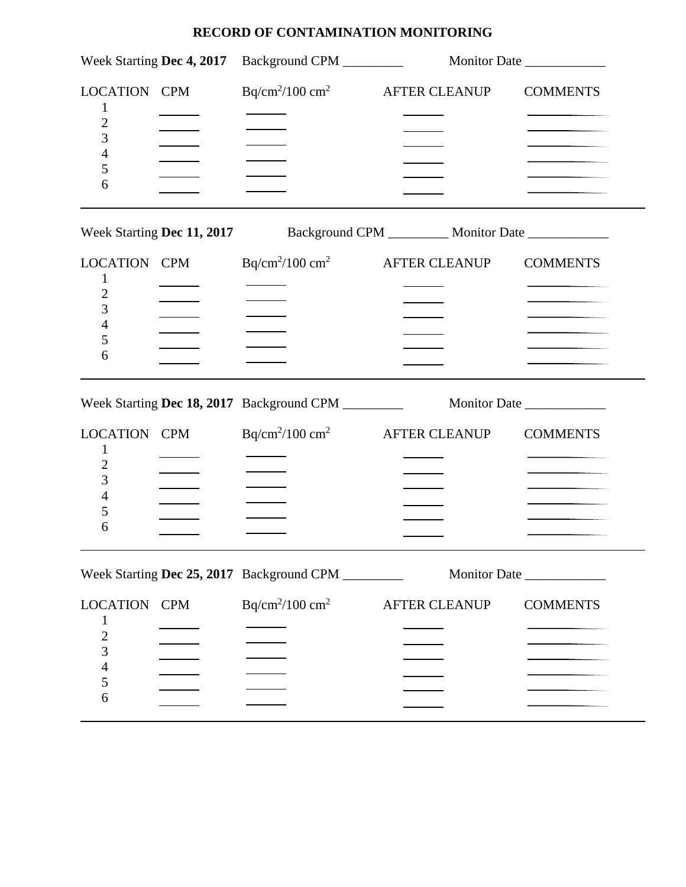# RECORD OF CONTAMINATION MONITORING

Week Starting **Dec 4, 2017** Background CPM _________ Monitor Date ____________

| LOCATION | CPM | Bq/cm$^2$/100 cm$^2$ | AFTER CLEANUP | COMMENTS |
|---|---|---|---|---|
| 1 | ______ | ______ | ______ | __________ |
| 2 | ______ | ______ | ______ | __________ |
| 3 | ______ | ______ | ______ | __________ |
| 4 | ______ | ______ | ______ | __________ |
| 5 | ______ | ______ | ______ | __________ |
| 6 | ______ | ______ | ______ | __________ |

---

Week Starting **Dec 11, 2017** Background CPM _________ Monitor Date ____________

| LOCATION | CPM | Bq/cm$^2$/100 cm$^2$ | AFTER CLEANUP | COMMENTS |
|---|---|---|---|---|
| 1 | ______ | ______ | ______ | __________ |
| 2 | ______ | ______ | ______ | __________ |
| 3 | ______ | ______ | ______ | __________ |
| 4 | ______ | ______ | ______ | __________ |
| 5 | ______ | ______ | ______ | __________ |
| 6 | ______ | ______ | ______ | __________ |

---

Week Starting **Dec 18, 2017** Background CPM _________ Monitor Date ____________

| LOCATION | CPM | Bq/cm$^2$/100 cm$^2$ | AFTER CLEANUP | COMMENTS |
|---|---|---|---|---|
| 1 | ______ | ______ | ______ | __________ |
| 2 | ______ | ______ | ______ | __________ |
| 3 | ______ | ______ | ______ | __________ |
| 4 | ______ | ______ | ______ | __________ |
| 5 | ______ | ______ | ______ | __________ |
| 6 | ______ | ______ | ______ | __________ |

---

Week Starting **Dec 25, 2017** Background CPM _________ Monitor Date ____________

| LOCATION | CPM | Bq/cm$^2$/100 cm$^2$ | AFTER CLEANUP | COMMENTS |
|---|---|---|---|---|
| 1 | ______ | ______ | ______ | __________ |
| 2 | ______ | ______ | ______ | __________ |
| 3 | ______ | ______ | ______ | __________ |
| 4 | ______ | ______ | ______ | __________ |
| 5 | ______ | ______ | ______ | __________ |
| 6 | ______ | ______ | ______ | __________ |

---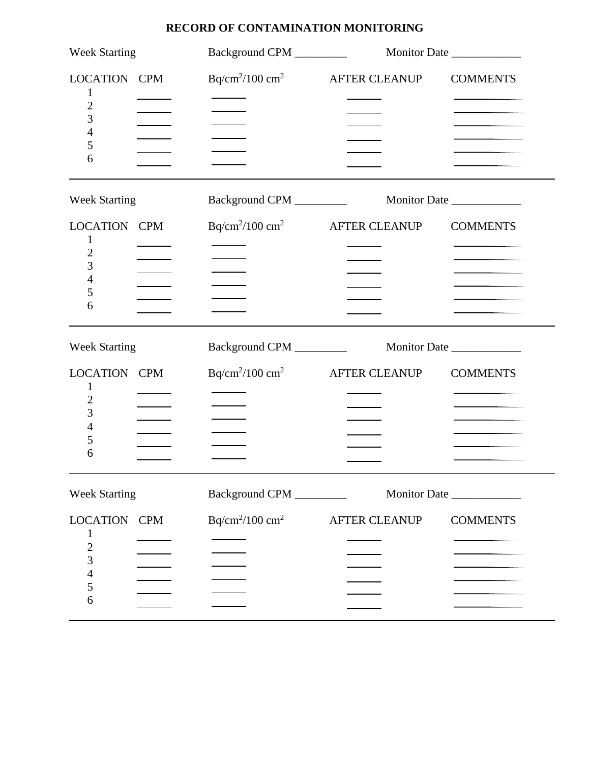## RECORD OF CONTAMINATION MONITORING

Week Starting &emsp;&emsp; Background CPM _________ &emsp;&emsp; Monitor Date ____________

| LOCATION | CPM | $Bq/cm^2/100\ cm^2$ | AFTER CLEANUP | COMMENTS |
|---|---|---|---|---|
| 1 | ______ | ______ | ______ | __________ |
| 2 | ______ | ______ | ______ | __________ |
| 3 | ______ | ______ | ______ | __________ |
| 4 | ______ | ______ | ______ | __________ |
| 5 | ______ | ______ | ______ | __________ |
| 6 | ______ | ______ | ______ | __________ |

---

Week Starting &emsp;&emsp; Background CPM _________ &emsp;&emsp; Monitor Date ____________

| LOCATION | CPM | $Bq/cm^2/100\ cm^2$ | AFTER CLEANUP | COMMENTS |
|---|---|---|---|---|
| 1 | ______ | ______ | ______ | __________ |
| 2 | ______ | ______ | ______ | __________ |
| 3 | ______ | ______ | ______ | __________ |
| 4 | ______ | ______ | ______ | __________ |
| 5 | ______ | ______ | ______ | __________ |
| 6 | ______ | ______ | ______ | __________ |

---

Week Starting &emsp;&emsp; Background CPM _________ &emsp;&emsp; Monitor Date ____________

| LOCATION | CPM | $Bq/cm^2/100\ cm^2$ | AFTER CLEANUP | COMMENTS |
|---|---|---|---|---|
| 1 | ______ | ______ | ______ | __________ |
| 2 | ______ | ______ | ______ | __________ |
| 3 | ______ | ______ | ______ | __________ |
| 4 | ______ | ______ | ______ | __________ |
| 5 | ______ | ______ | ______ | __________ |
| 6 | ______ | ______ | ______ | __________ |

---

Week Starting &emsp;&emsp; Background CPM _________ &emsp;&emsp; Monitor Date ____________

| LOCATION | CPM | $Bq/cm^2/100\ cm^2$ | AFTER CLEANUP | COMMENTS |
|---|---|---|---|---|
| 1 | ______ | ______ | ______ | __________ |
| 2 | ______ | ______ | ______ | __________ |
| 3 | ______ | ______ | ______ | __________ |
| 4 | ______ | ______ | ______ | __________ |
| 5 | ______ | ______ | ______ | __________ |
| 6 | ______ | ______ | ______ | __________ |

---